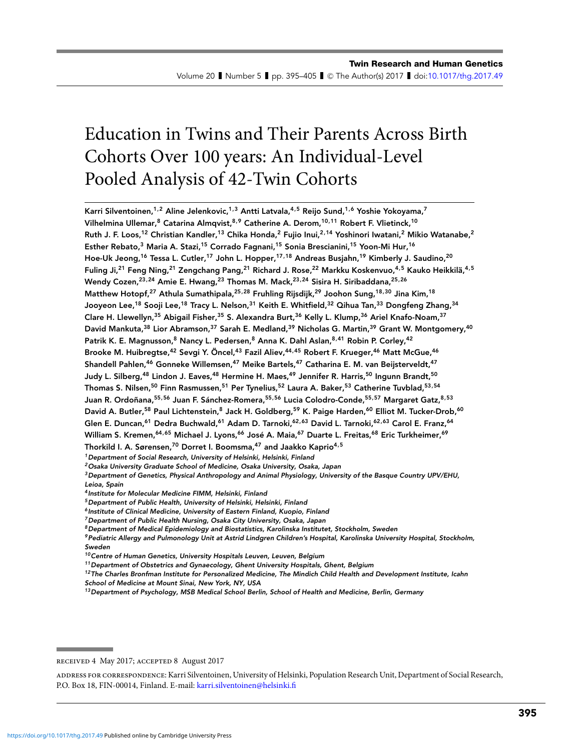# Education in Twins and Their Parents Across Birth Cohorts Over 100 years: An Individual-Level Pooled Analysis of 42-Twin Cohorts

**Karri Silventoinen,[1,2] Aline Jelenkovic,[1,3] Antti Latvala,[4,5] Reijo Sund,[1,6] Yoshie Yokoyama,[7] Vilhelmina Ullemar,[8] Catarina Almqvist,[8,9] Catherine A. Derom,[10,11] Robert F. Vlietinck,[10] Ruth J. F. Loos,[12] Christian Kandler,[13] Chika Honda,[2] Fujio Inui,[2,14] Yoshinori Iwatani,[2] Mikio Watanabe,[2] Esther Rebato,[3] Maria A. Stazi,[15] Corrado Fagnani,[15] Sonia Brescianini,[15] Yoon-Mi Hur,[16] Hoe-Uk Jeong,[16] Tessa L. Cutler,[17] John L. Hopper,[17,18] Andreas Busjahn,[19] Kimberly J. Saudino,[20] Fuling Ji,[21] Feng Ning,[21] Zengchang Pang,[21] Richard J. Rose,[22] Markku Koskenvuo,[4,5] Kauko Heikkilä,[4,5] Wendy Cozen,[23,24] Amie E. Hwang,[23] Thomas M. Mack,[23,24] Sisira H. Siribaddana,[25,26] Matthew Hotopf,[27] Athula Sumathipala,[25,28] Fruhling Rijsdijk,[29] Joohon Sung,[18,30] Jina Kim,[18] Jooyeon Lee,[18] Sooji Lee,[18] Tracy L. Nelson,[31] Keith E. Whitfield,[32] Qihua Tan,[33] Dongfeng Zhang,[34] Clare H. Llewellyn,[35] Abigail Fisher,[35] S. Alexandra Burt,[36] Kelly L. Klump,[36] Ariel Knafo-Noam,[37] David Mankuta,[38] Lior Abramson,[37] Sarah E. Medland,[39] Nicholas G. Martin,[39] Grant W. Montgomery,[40] Patrik K. E. Magnusson,[8] Nancy L. Pedersen,[8] Anna K. Dahl Aslan,[8,41] Robin P. Corley,[42] Brooke M. Huibregtse,[42] Sevgi Y. Öncel,[43] Fazil Aliev,[44,45] Robert F. Krueger,[46] Matt McGue,[46] Shandell Pahlen,[46] Gonneke Willemsen,[47] Meike Bartels,[47] Catharina E. M. van Beijsterveldt,[47] Judy L. Silberg,[48] Lindon J. Eaves,[48] Hermine H. Maes,[49] Jennifer R. Harris,[50] Ingunn Brandt,[50] Thomas S. Nilsen,[50] Finn Rasmussen,[51] Per Tynelius,[52] Laura A. Baker,[53] Catherine Tuvblad,[53,54] Juan R. Ordoñana,[55,56] Juan F. Sánchez-Romera,[55,56] Lucia Colodro-Conde,[55,57] Margaret Gatz,[8,53] David A. Butler,[58] Paul Lichtenstein,[8] Jack H. Goldberg,[59] K. Paige Harden,[60] Elliot M. Tucker-Drob,[60] Glen E. Duncan,[61] Dedra Buchwald,[61] Adam D. Tarnoki,[62,63] David L. Tarnoki,[62,63] Carol E. Franz,[64] William S. Kremen,[64,65] Michael J. Lyons,[66] José A. Maia,[67] Duarte L. Freitas,[68] Eric Turkheimer,[69] Thorkild I. A. Sørensen,[70] Dorret I. Boomsma,[47] and Jaakko Kaprio[4,5]**

*[1] Department of Social Research, University of Helsinki, Helsinki, Finland*
*[2] Osaka University Graduate School of Medicine, Osaka University, Osaka, Japan*
*[3] Department of Genetics, Physical Anthropology and Animal Physiology, University of the Basque Country UPV/EHU, Leioa, Spain*
*[4] Institute for Molecular Medicine FIMM, Helsinki, Finland*
*[5] Department of Public Health, University of Helsinki, Helsinki, Finland*
*[6] Institute of Clinical Medicine, University of Eastern Finland, Kuopio, Finland*
*[7] Department of Public Health Nursing, Osaka City University, Osaka, Japan*
*[8] Department of Medical Epidemiology and Biostatistics, Karolinska Institutet, Stockholm, Sweden*
*[9] Pediatric Allergy and Pulmonology Unit at Astrid Lindgren Children's Hospital, Karolinska University Hospital, Stockholm, Sweden*
*[10] Centre of Human Genetics, University Hospitals Leuven, Leuven, Belgium*
*[11] Department of Obstetrics and Gynaecology, Ghent University Hospitals, Ghent, Belgium*
*[12] The Charles Bronfman Institute for Personalized Medicine, The Mindich Child Health and Development Institute, Icahn School of Medicine at Mount Sinai, New York, NY, USA*
*[13] Department of Psychology, MSB Medical School Berlin, School of Health and Medicine, Berlin, Germany*

RECEIVED 4 May 2017; ACCEPTED 8 August 2017

ADDRESS FOR CORRESPONDENCE: Karri Silventoinen, University of Helsinki, Population Research Unit, Department of Social Research, P.O. Box 18, FIN-00014, Finland. E-mail: karri.silventoinen@helsinki.fi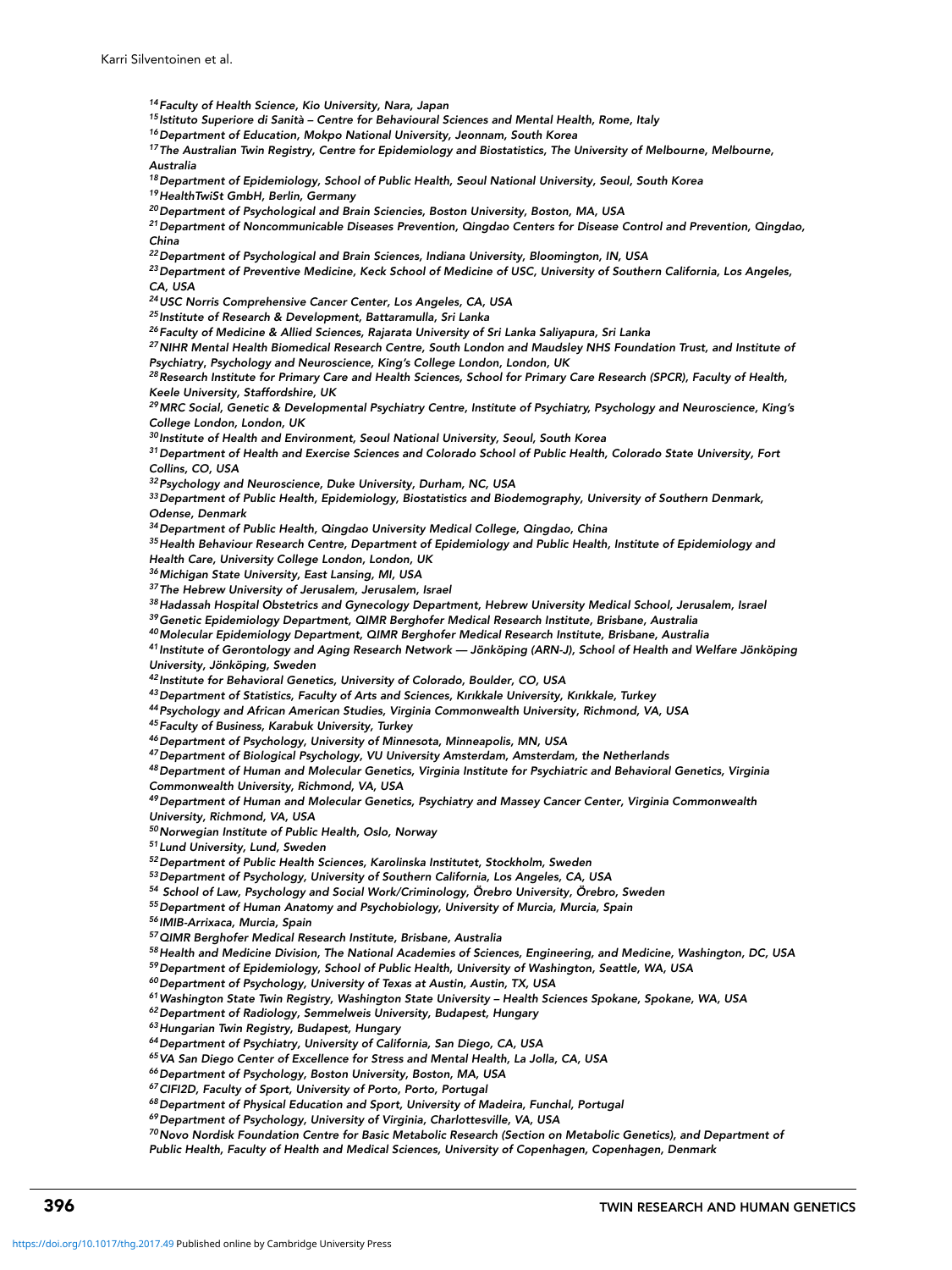[14]Faculty of Health Science, Kio University, Nara, Japan

[15]Istituto Superiore di Sanità – Centre for Behavioural Sciences and Mental Health, Rome, Italy

[16]Department of Education, Mokpo National University, Jeonnam, South Korea

[17]The Australian Twin Registry, Centre for Epidemiology and Biostatistics, The University of Melbourne, Melbourne, Australia

[18]Department of Epidemiology, School of Public Health, Seoul National University, Seoul, South Korea

[19]HealthTwiSt GmbH, Berlin, Germany

[20]Department of Psychological and Brain Sciencies, Boston University, Boston, MA, USA

[21]Department of Noncommunicable Diseases Prevention, Qingdao Centers for Disease Control and Prevention, Qingdao, China

[22]Department of Psychological and Brain Sciences, Indiana University, Bloomington, IN, USA

[23]Department of Preventive Medicine, Keck School of Medicine of USC, University of Southern California, Los Angeles, CA, USA

[24]USC Norris Comprehensive Cancer Center, Los Angeles, CA, USA

[25]Institute of Research & Development, Battaramulla, Sri Lanka

[26]Faculty of Medicine & Allied Sciences, Rajarata University of Sri Lanka Saliyapura, Sri Lanka

[27]NIHR Mental Health Biomedical Research Centre, South London and Maudsley NHS Foundation Trust, and Institute of Psychiatry, Psychology and Neuroscience, King's College London, London, UK

[28]Research Institute for Primary Care and Health Sciences, School for Primary Care Research (SPCR), Faculty of Health, Keele University, Staffordshire, UK

[29]MRC Social, Genetic & Developmental Psychiatry Centre, Institute of Psychiatry, Psychology and Neuroscience, King's College London, London, UK

[30]Institute of Health and Environment, Seoul National University, Seoul, South Korea

[31]Department of Health and Exercise Sciences and Colorado School of Public Health, Colorado State University, Fort Collins, CO, USA

[32]Psychology and Neuroscience, Duke University, Durham, NC, USA

[33]Department of Public Health, Epidemiology, Biostatistics and Biodemography, University of Southern Denmark, Odense, Denmark

[34]Department of Public Health, Qingdao University Medical College, Qingdao, China

[35]Health Behaviour Research Centre, Department of Epidemiology and Public Health, Institute of Epidemiology and Health Care, University College London, London, UK

[36]Michigan State University, East Lansing, MI, USA

[37]The Hebrew University of Jerusalem, Jerusalem, Israel

[38]Hadassah Hospital Obstetrics and Gynecology Department, Hebrew University Medical School, Jerusalem, Israel

[39]Genetic Epidemiology Department, QIMR Berghofer Medical Research Institute, Brisbane, Australia

[40]Molecular Epidemiology Department, QIMR Berghofer Medical Research Institute, Brisbane, Australia

[41]Institute of Gerontology and Aging Research Network — Jönköping (ARN-J), School of Health and Welfare Jönköping University, Jönköping, Sweden

[42]Institute for Behavioral Genetics, University of Colorado, Boulder, CO, USA

[43]Department of Statistics, Faculty of Arts and Sciences, Kırıkkale University, Kırıkkale, Turkey

[44]Psychology and African American Studies, Virginia Commonwealth University, Richmond, VA, USA

[45]Faculty of Business, Karabuk University, Turkey

[46]Department of Psychology, University of Minnesota, Minneapolis, MN, USA

[47]Department of Biological Psychology, VU University Amsterdam, Amsterdam, the Netherlands

[48]Department of Human and Molecular Genetics, Virginia Institute for Psychiatric and Behavioral Genetics, Virginia Commonwealth University, Richmond, VA, USA

[49]Department of Human and Molecular Genetics, Psychiatry and Massey Cancer Center, Virginia Commonwealth University, Richmond, VA, USA

[50]Norwegian Institute of Public Health, Oslo, Norway

[51]Lund University, Lund, Sweden

[52]Department of Public Health Sciences, Karolinska Institutet, Stockholm, Sweden

[53]Department of Psychology, University of Southern California, Los Angeles, CA, USA

[54] School of Law, Psychology and Social Work/Criminology, Örebro University, Örebro, Sweden

[55]Department of Human Anatomy and Psychobiology, University of Murcia, Murcia, Spain

[56]IMIB-Arrixaca, Murcia, Spain

[57]QIMR Berghofer Medical Research Institute, Brisbane, Australia

[58]Health and Medicine Division, The National Academies of Sciences, Engineering, and Medicine, Washington, DC, USA

[59]Department of Epidemiology, School of Public Health, University of Washington, Seattle, WA, USA

[60]Department of Psychology, University of Texas at Austin, Austin, TX, USA

[61]Washington State Twin Registry, Washington State University – Health Sciences Spokane, Spokane, WA, USA

[62]Department of Radiology, Semmelweis University, Budapest, Hungary

[63]Hungarian Twin Registry, Budapest, Hungary

[64]Department of Psychiatry, University of California, San Diego, CA, USA

[65]VA San Diego Center of Excellence for Stress and Mental Health, La Jolla, CA, USA

[66]Department of Psychology, Boston University, Boston, MA, USA

[67]CIFI2D, Faculty of Sport, University of Porto, Porto, Portugal

[68]Department of Physical Education and Sport, University of Madeira, Funchal, Portugal

[69]Department of Psychology, University of Virginia, Charlottesville, VA, USA

[70]Novo Nordisk Foundation Centre for Basic Metabolic Research (Section on Metabolic Genetics), and Department of Public Health, Faculty of Health and Medical Sciences, University of Copenhagen, Copenhagen, Denmark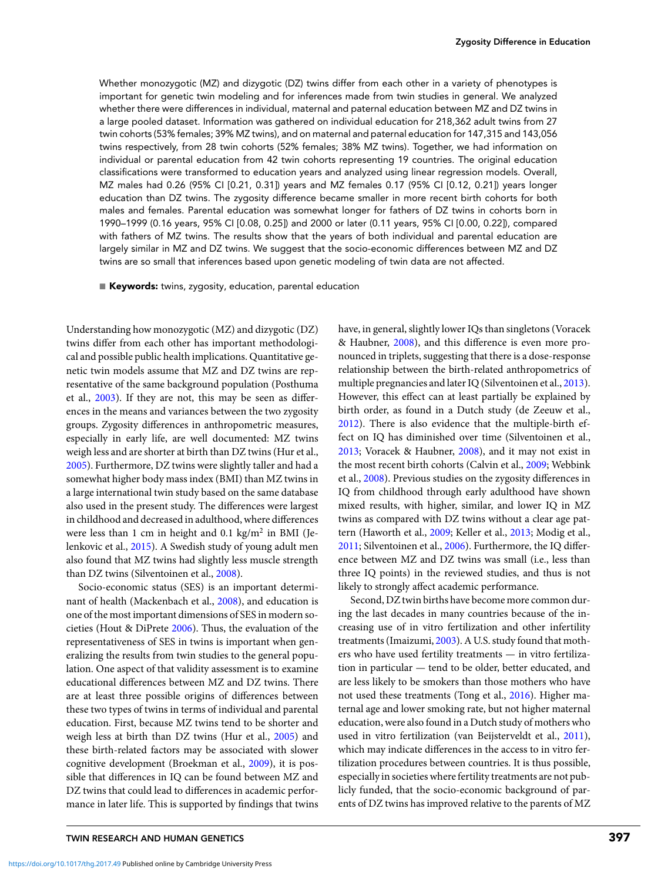Whether monozygotic (MZ) and dizygotic (DZ) twins differ from each other in a variety of phenotypes is important for genetic twin modeling and for inferences made from twin studies in general. We analyzed whether there were differences in individual, maternal and paternal education between MZ and DZ twins in a large pooled dataset. Information was gathered on individual education for 218,362 adult twins from 27 twin cohorts (53% females; 39% MZ twins), and on maternal and paternal education for 147,315 and 143,056 twins respectively, from 28 twin cohorts (52% females; 38% MZ twins). Together, we had information on individual or parental education from 42 twin cohorts representing 19 countries. The original education classifications were transformed to education years and analyzed using linear regression models. Overall, MZ males had 0.26 (95% CI [0.21, 0.31]) years and MZ females 0.17 (95% CI [0.12, 0.21]) years longer education than DZ twins. The zygosity difference became smaller in more recent birth cohorts for both males and females. Parental education was somewhat longer for fathers of DZ twins in cohorts born in 1990–1999 (0.16 years, 95% CI [0.08, 0.25]) and 2000 or later (0.11 years, 95% CI [0.00, 0.22]), compared with fathers of MZ twins. The results show that the years of both individual and parental education are largely similar in MZ and DZ twins. We suggest that the socio-economic differences between MZ and DZ twins are so small that inferences based upon genetic modeling of twin data are not affected.

**Keywords:** twins, zygosity, education, parental education

Understanding how monozygotic (MZ) and dizygotic (DZ) twins differ from each other has important methodological and possible public health implications. Quantitative genetic twin models assume that MZ and DZ twins are representative of the same background population (Posthuma et al., 2003). If they are not, this may be seen as differences in the means and variances between the two zygosity groups. Zygosity differences in anthropometric measures, especially in early life, are well documented: MZ twins weigh less and are shorter at birth than DZ twins (Hur et al., 2005). Furthermore, DZ twins were slightly taller and had a somewhat higher body mass index (BMI) than MZ twins in a large international twin study based on the same database also used in the present study. The differences were largest in childhood and decreased in adulthood, where differences were less than 1 cm in height and 0.1 kg/m$^2$ in BMI (Jelenkovic et al., 2015). A Swedish study of young adult men also found that MZ twins had slightly less muscle strength than DZ twins (Silventoinen et al., 2008).

Socio-economic status (SES) is an important determinant of health (Mackenbach et al., 2008), and education is one of the most important dimensions of SES in modern societies (Hout & DiPrete 2006). Thus, the evaluation of the representativeness of SES in twins is important when generalizing the results from twin studies to the general population. One aspect of that validity assessment is to examine educational differences between MZ and DZ twins. There are at least three possible origins of differences between these two types of twins in terms of individual and parental education. First, because MZ twins tend to be shorter and weigh less at birth than DZ twins (Hur et al., 2005) and these birth-related factors may be associated with slower cognitive development (Broekman et al., 2009), it is possible that differences in IQ can be found between MZ and DZ twins that could lead to differences in academic performance in later life. This is supported by findings that twins have, in general, slightly lower IQs than singletons (Voracek & Haubner, 2008), and this difference is even more pronounced in triplets, suggesting that there is a dose-response relationship between the birth-related anthropometrics of multiple pregnancies and later IQ (Silventoinen et al., 2013). However, this effect can at least partially be explained by birth order, as found in a Dutch study (de Zeeuw et al., 2012). There is also evidence that the multiple-birth effect on IQ has diminished over time (Silventoinen et al., 2013; Voracek & Haubner, 2008), and it may not exist in the most recent birth cohorts (Calvin et al., 2009; Webbink et al., 2008). Previous studies on the zygosity differences in IQ from childhood through early adulthood have shown mixed results, with higher, similar, and lower IQ in MZ twins as compared with DZ twins without a clear age pattern (Haworth et al., 2009; Keller et al., 2013; Modig et al., 2011; Silventoinen et al., 2006). Furthermore, the IQ difference between MZ and DZ twins was small (i.e., less than three IQ points) in the reviewed studies, and thus is not likely to strongly affect academic performance.

Second, DZ twin births have become more common during the last decades in many countries because of the increasing use of in vitro fertilization and other infertility treatments (Imaizumi, 2003). A U.S. study found that mothers who have used fertility treatments — in vitro fertilization in particular — tend to be older, better educated, and are less likely to be smokers than those mothers who have not used these treatments (Tong et al., 2016). Higher maternal age and lower smoking rate, but not higher maternal education, were also found in a Dutch study of mothers who used in vitro fertilization (van Beijsterveldt et al., 2011), which may indicate differences in the access to in vitro fertilization procedures between countries. It is thus possible, especially in societies where fertility treatments are not publicly funded, that the socio-economic background of parents of DZ twins has improved relative to the parents of MZ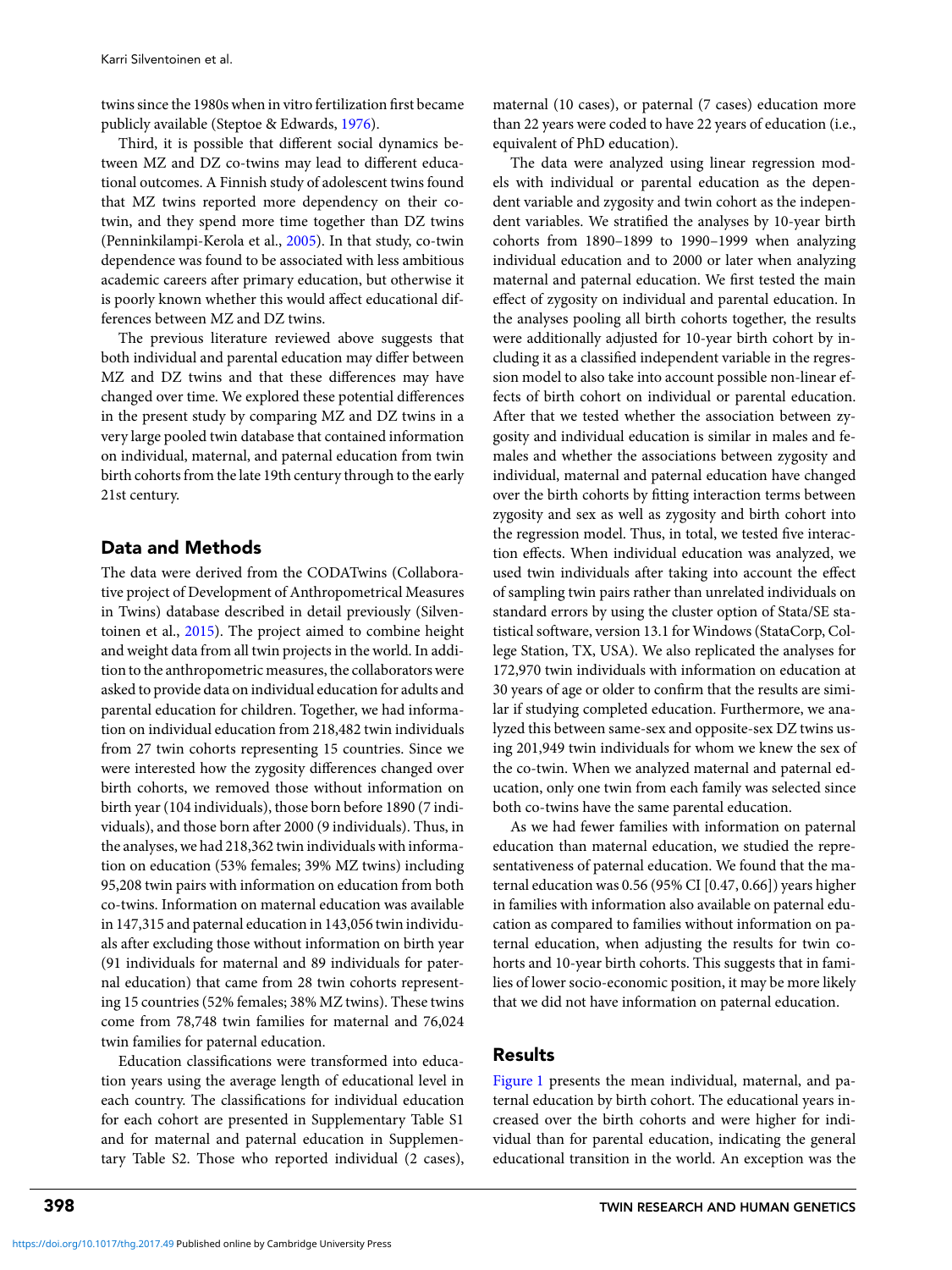twins since the 1980s when in vitro fertilization first became publicly available (Steptoe & Edwards, 1976).

Third, it is possible that different social dynamics between MZ and DZ co-twins may lead to different educational outcomes. A Finnish study of adolescent twins found that MZ twins reported more dependency on their co-twin, and they spend more time together than DZ twins (Penninkilampi-Kerola et al., 2005). In that study, co-twin dependence was found to be associated with less ambitious academic careers after primary education, but otherwise it is poorly known whether this would affect educational differences between MZ and DZ twins.

The previous literature reviewed above suggests that both individual and parental education may differ between MZ and DZ twins and that these differences may have changed over time. We explored these potential differences in the present study by comparing MZ and DZ twins in a very large pooled twin database that contained information on individual, maternal, and paternal education from twin birth cohorts from the late 19th century through to the early 21st century.

## Data and Methods

The data were derived from the CODATwins (Collaborative project of Development of Anthropometrical Measures in Twins) database described in detail previously (Silventoinen et al., 2015). The project aimed to combine height and weight data from all twin projects in the world. In addition to the anthropometric measures, the collaborators were asked to provide data on individual education for adults and parental education for children. Together, we had information on individual education from 218,482 twin individuals from 27 twin cohorts representing 15 countries. Since we were interested how the zygosity differences changed over birth cohorts, we removed those without information on birth year (104 individuals), those born before 1890 (7 individuals), and those born after 2000 (9 individuals). Thus, in the analyses, we had 218,362 twin individuals with information on education (53% females; 39% MZ twins) including 95,208 twin pairs with information on education from both co-twins. Information on maternal education was available in 147,315 and paternal education in 143,056 twin individuals after excluding those without information on birth year (91 individuals for maternal and 89 individuals for paternal education) that came from 28 twin cohorts representing 15 countries (52% females; 38% MZ twins). These twins come from 78,748 twin families for maternal and 76,024 twin families for paternal education.

Education classifications were transformed into education years using the average length of educational level in each country. The classifications for individual education for each cohort are presented in Supplementary Table S1 and for maternal and paternal education in Supplementary Table S2. Those who reported individual (2 cases), maternal (10 cases), or paternal (7 cases) education more than 22 years were coded to have 22 years of education (i.e., equivalent of PhD education).

The data were analyzed using linear regression models with individual or parental education as the dependent variable and zygosity and twin cohort as the independent variables. We stratified the analyses by 10-year birth cohorts from 1890–1899 to 1990–1999 when analyzing individual education and to 2000 or later when analyzing maternal and paternal education. We first tested the main effect of zygosity on individual and parental education. In the analyses pooling all birth cohorts together, the results were additionally adjusted for 10-year birth cohort by including it as a classified independent variable in the regression model to also take into account possible non-linear effects of birth cohort on individual or parental education. After that we tested whether the association between zygosity and individual education is similar in males and females and whether the associations between zygosity and individual, maternal and paternal education have changed over the birth cohorts by fitting interaction terms between zygosity and sex as well as zygosity and birth cohort into the regression model. Thus, in total, we tested five interaction effects. When individual education was analyzed, we used twin individuals after taking into account the effect of sampling twin pairs rather than unrelated individuals on standard errors by using the cluster option of Stata/SE statistical software, version 13.1 for Windows (StataCorp, College Station, TX, USA). We also replicated the analyses for 172,970 twin individuals with information on education at 30 years of age or older to confirm that the results are similar if studying completed education. Furthermore, we analyzed this between same-sex and opposite-sex DZ twins using 201,949 twin individuals for whom we knew the sex of the co-twin. When we analyzed maternal and paternal education, only one twin from each family was selected since both co-twins have the same parental education.

As we had fewer families with information on paternal education than maternal education, we studied the representativeness of paternal education. We found that the maternal education was 0.56 (95% CI [0.47, 0.66]) years higher in families with information also available on paternal education as compared to families without information on paternal education, when adjusting the results for twin cohorts and 10-year birth cohorts. This suggests that in families of lower socio-economic position, it may be more likely that we did not have information on paternal education.

## Results

Figure 1 presents the mean individual, maternal, and paternal education by birth cohort. The educational years increased over the birth cohorts and were higher for individual than for parental education, indicating the general educational transition in the world. An exception was the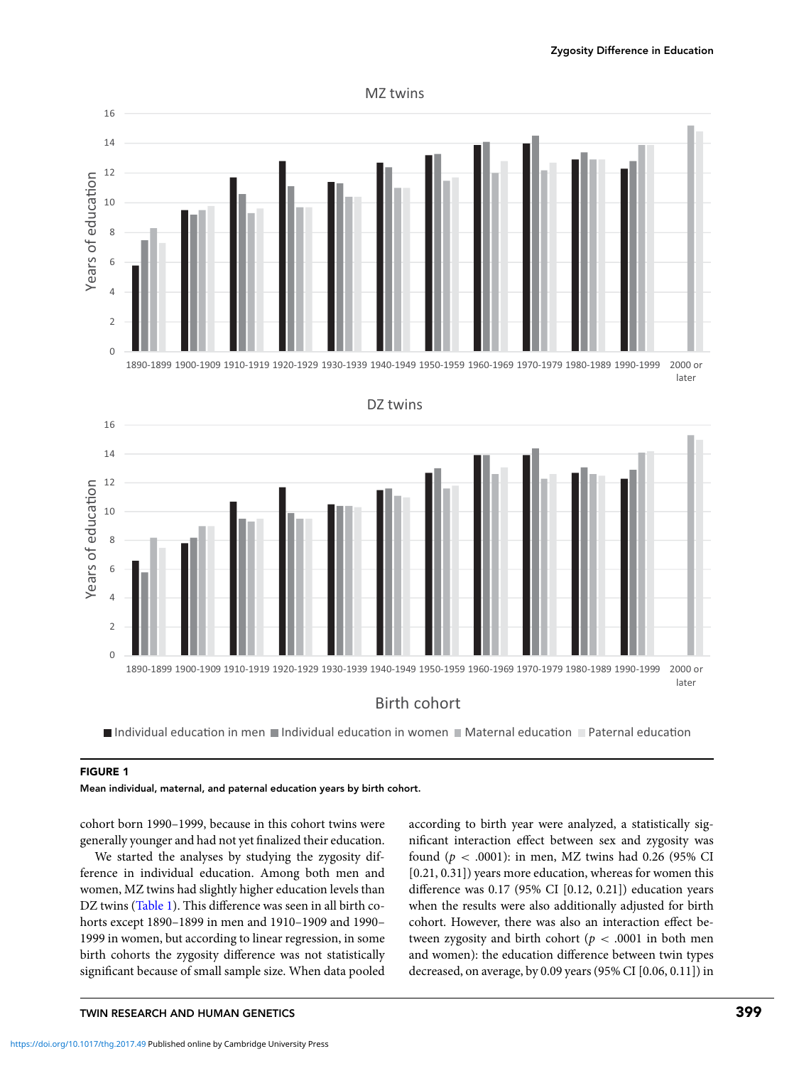**FIGURE 1**

Mean individual, maternal, and paternal education years by birth cohort.

cohort born 1990–1999, because in this cohort twins were generally younger and had not yet finalized their education.

We started the analyses by studying the zygosity difference in individual education. Among both men and women, MZ twins had slightly higher education levels than DZ twins (Table 1). This difference was seen in all birth cohorts except 1890–1899 in men and 1910–1909 and 1990–1999 in women, but according to linear regression, in some birth cohorts the zygosity difference was not statistically significant because of small sample size. When data pooled according to birth year were analyzed, a statistically significant interaction effect between sex and zygosity was found ($p < .0001$): in men, MZ twins had 0.26 (95% CI [0.21, 0.31]) years more education, whereas for women this difference was 0.17 (95% CI [0.12, 0.21]) education years when the results were also additionally adjusted for birth cohort. However, there was also an interaction effect between zygosity and birth cohort ($p < .0001$ in both men and women): the education difference between twin types decreased, on average, by 0.09 years (95% CI [0.06, 0.11]) in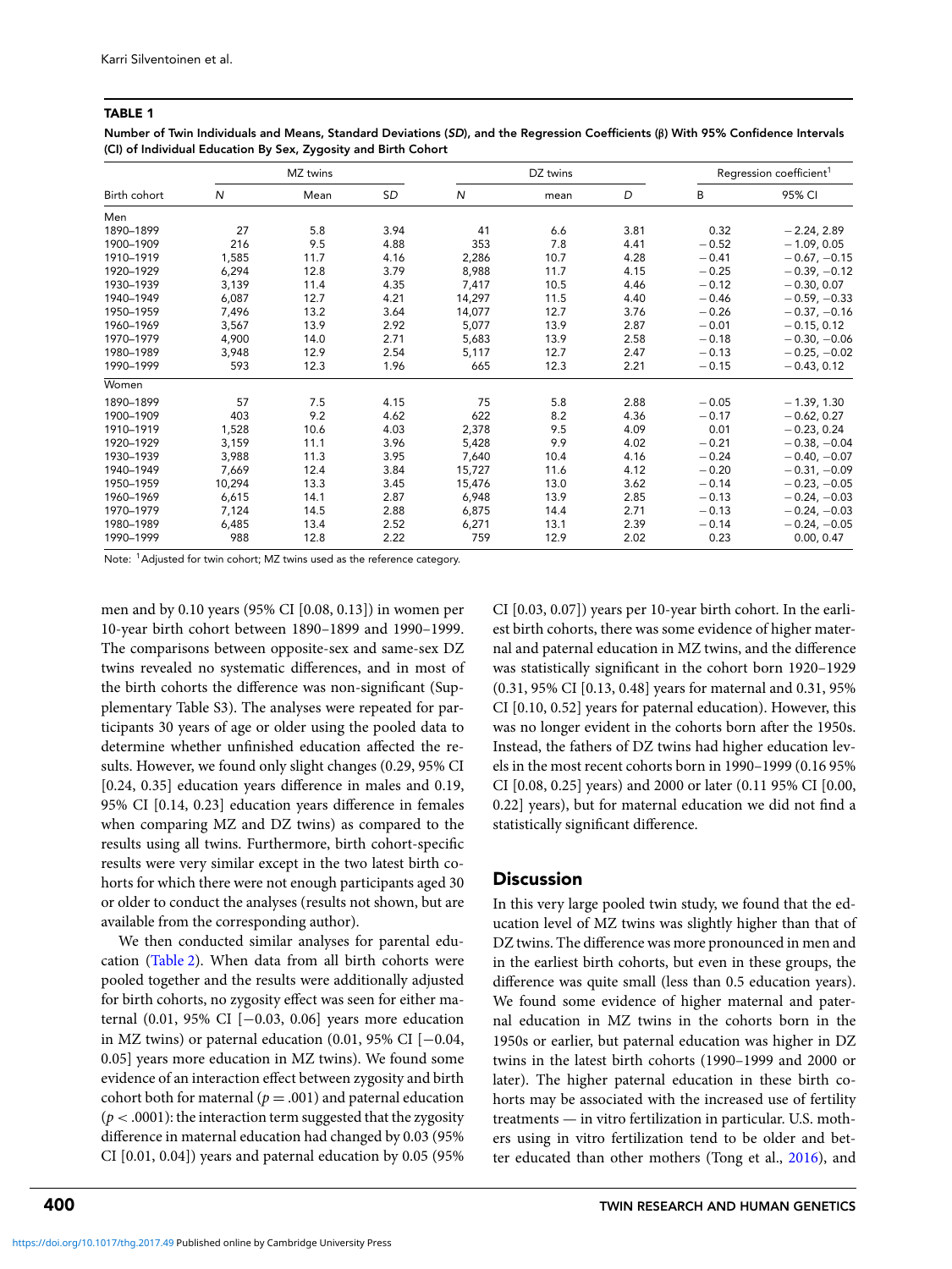**TABLE 1**

**Number of Twin Individuals and Means, Standard Deviations (*SD*), and the Regression Coefficients (β) With 95% Confidence Intervals (CI) of Individual Education By Sex, Zygosity and Birth Cohort**

| Birth cohort | MZ twins | | | DZ twins | | | Regression coefficient[1] | |
|---|---|---|---|---|---|---|---|---|
| | *N* | Mean | *SD* | *N* | mean | *D* | B | 95% CI |
| Men | | | | | | | | |
| 1890–1899 | 27 | 5.8 | 3.94 | 41 | 6.6 | 3.81 | 0.32 | −2.24, 2.89 |
| 1900–1909 | 216 | 9.5 | 4.88 | 353 | 7.8 | 4.41 | −0.52 | −1.09, 0.05 |
| 1910–1919 | 1,585 | 11.7 | 4.16 | 2,286 | 10.7 | 4.28 | −0.41 | −0.67, −0.15 |
| 1920–1929 | 6,294 | 12.8 | 3.79 | 8,988 | 11.7 | 4.15 | −0.25 | −0.39, −0.12 |
| 1930–1939 | 3,139 | 11.4 | 4.35 | 7,417 | 10.5 | 4.46 | −0.12 | −0.30, 0.07 |
| 1940–1949 | 6,087 | 12.7 | 4.21 | 14,297 | 11.5 | 4.40 | −0.46 | −0.59, −0.33 |
| 1950–1959 | 7,496 | 13.2 | 3.64 | 14,077 | 12.7 | 3.76 | −0.26 | −0.37, −0.16 |
| 1960–1969 | 3,567 | 13.9 | 2.92 | 5,077 | 13.9 | 2.87 | −0.01 | −0.15, 0.12 |
| 1970–1979 | 4,900 | 14.0 | 2.71 | 5,683 | 13.9 | 2.58 | −0.18 | −0.30, −0.06 |
| 1980–1989 | 3,948 | 12.9 | 2.54 | 5,117 | 12.7 | 2.47 | −0.13 | −0.25, −0.02 |
| 1990–1999 | 593 | 12.3 | 1.96 | 665 | 12.3 | 2.21 | −0.15 | −0.43, 0.12 |
| Women | | | | | | | | |
| 1890–1899 | 57 | 7.5 | 4.15 | 75 | 5.8 | 2.88 | −0.05 | −1.39, 1.30 |
| 1900–1909 | 403 | 9.2 | 4.62 | 622 | 8.2 | 4.36 | −0.17 | −0.62, 0.27 |
| 1910–1919 | 1,528 | 10.6 | 4.03 | 2,378 | 9.5 | 4.09 | 0.01 | −0.23, 0.24 |
| 1920–1929 | 3,159 | 11.1 | 3.96 | 5,428 | 9.9 | 4.02 | −0.21 | −0.38, −0.04 |
| 1930–1939 | 3,988 | 11.3 | 3.95 | 7,640 | 10.4 | 4.16 | −0.24 | −0.40, −0.07 |
| 1940–1949 | 7,669 | 12.4 | 3.84 | 15,727 | 11.6 | 4.12 | −0.20 | −0.31, −0.09 |
| 1950–1959 | 10,294 | 13.3 | 3.45 | 15,476 | 13.0 | 3.62 | −0.14 | −0.23, −0.05 |
| 1960–1969 | 6,615 | 14.1 | 2.87 | 6,948 | 13.9 | 2.85 | −0.13 | −0.24, −0.03 |
| 1970–1979 | 7,124 | 14.5 | 2.88 | 6,875 | 14.4 | 2.71 | −0.13 | −0.24, −0.03 |
| 1980–1989 | 6,485 | 13.4 | 2.52 | 6,271 | 13.1 | 2.39 | −0.14 | −0.24, −0.05 |
| 1990–1999 | 988 | 12.8 | 2.22 | 759 | 12.9 | 2.02 | 0.23 | 0.00, 0.47 |

Note: [1]Adjusted for twin cohort; MZ twins used as the reference category.

men and by 0.10 years (95% CI [0.08, 0.13]) in women per 10-year birth cohort between 1890–1899 and 1990–1999. The comparisons between opposite-sex and same-sex DZ twins revealed no systematic differences, and in most of the birth cohorts the difference was non-significant (Supplementary Table S3). The analyses were repeated for participants 30 years of age or older using the pooled data to determine whether unfinished education affected the results. However, we found only slight changes (0.29, 95% CI [0.24, 0.35] education years difference in males and 0.19, 95% CI [0.14, 0.23] education years difference in females when comparing MZ and DZ twins) as compared to the results using all twins. Furthermore, birth cohort-specific results were very similar except in the two latest birth cohorts for which there were not enough participants aged 30 or older to conduct the analyses (results not shown, but are available from the corresponding author).

We then conducted similar analyses for parental education (Table 2). When data from all birth cohorts were pooled together and the results were additionally adjusted for birth cohorts, no zygosity effect was seen for either maternal (0.01, 95% CI [−0.03, 0.06] years more education in MZ twins) or paternal education (0.01, 95% CI [−0.04, 0.05] years more education in MZ twins). We found some evidence of an interaction effect between zygosity and birth cohort both for maternal ($p = .001$) and paternal education ($p < .0001$): the interaction term suggested that the zygosity difference in maternal education had changed by 0.03 (95% CI [0.01, 0.04]) years and paternal education by 0.05 (95% CI [0.03, 0.07]) years per 10-year birth cohort. In the earliest birth cohorts, there was some evidence of higher maternal and paternal education in MZ twins, and the difference was statistically significant in the cohort born 1920–1929 (0.31, 95% CI [0.13, 0.48] years for maternal and 0.31, 95% CI [0.10, 0.52] years for paternal education). However, this was no longer evident in the cohorts born after the 1950s. Instead, the fathers of DZ twins had higher education levels in the most recent cohorts born in 1990–1999 (0.16 95% CI [0.08, 0.25] years) and 2000 or later (0.11 95% CI [0.00, 0.22] years), but for maternal education we did not find a statistically significant difference.

## Discussion

In this very large pooled twin study, we found that the education level of MZ twins was slightly higher than that of DZ twins. The difference was more pronounced in men and in the earliest birth cohorts, but even in these groups, the difference was quite small (less than 0.5 education years). We found some evidence of higher maternal and paternal education in MZ twins in the cohorts born in the 1950s or earlier, but paternal education was higher in DZ twins in the latest birth cohorts (1990–1999 and 2000 or later). The higher paternal education in these birth cohorts may be associated with the increased use of fertility treatments — in vitro fertilization in particular. U.S. mothers using in vitro fertilization tend to be older and better educated than other mothers (Tong et al., 2016), and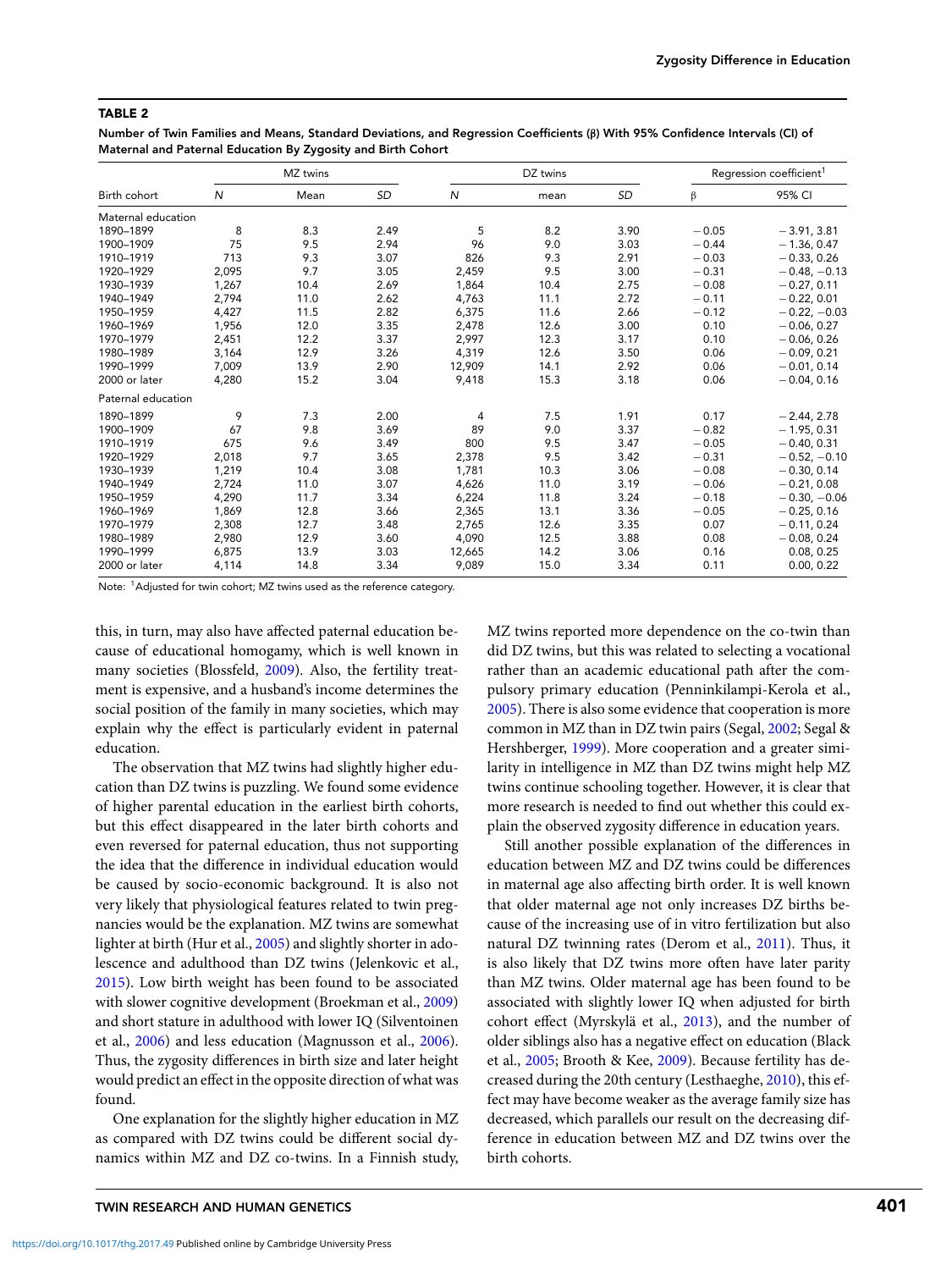**TABLE 2**

**Number of Twin Families and Means, Standard Deviations, and Regression Coefficients (β) With 95% Confidence Intervals (CI) of Maternal and Paternal Education By Zygosity and Birth Cohort**

| | MZ twins | | | DZ twins | | | Regression coefficient[1] | |
|---|---|---|---|---|---|---|---|---|
| Birth cohort | *N* | Mean | *SD* | *N* | mean | *SD* | β | 95% CI |
| Maternal education | | | | | | | | |
| 1890–1899 | 8 | 8.3 | 2.49 | 5 | 8.2 | 3.90 | −0.05 | −3.91, 3.81 |
| 1900–1909 | 75 | 9.5 | 2.94 | 96 | 9.0 | 3.03 | −0.44 | −1.36, 0.47 |
| 1910–1919 | 713 | 9.3 | 3.07 | 826 | 9.3 | 2.91 | −0.03 | −0.33, 0.26 |
| 1920–1929 | 2,095 | 9.7 | 3.05 | 2,459 | 9.5 | 3.00 | −0.31 | −0.48, −0.13 |
| 1930–1939 | 1,267 | 10.4 | 2.69 | 1,864 | 10.4 | 2.75 | −0.08 | −0.27, 0.11 |
| 1940–1949 | 2,794 | 11.0 | 2.62 | 4,763 | 11.1 | 2.72 | −0.11 | −0.22, 0.01 |
| 1950–1959 | 4,427 | 11.5 | 2.82 | 6,375 | 11.6 | 2.66 | −0.12 | −0.22, −0.03 |
| 1960–1969 | 1,956 | 12.0 | 3.35 | 2,478 | 12.6 | 3.00 | 0.10 | −0.06, 0.27 |
| 1970–1979 | 2,451 | 12.2 | 3.37 | 2,997 | 12.3 | 3.17 | 0.10 | −0.06, 0.26 |
| 1980–1989 | 3,164 | 12.9 | 3.26 | 4,319 | 12.6 | 3.50 | 0.06 | −0.09, 0.21 |
| 1990–1999 | 7,009 | 13.9 | 2.90 | 12,909 | 14.1 | 2.92 | 0.06 | −0.01, 0.14 |
| 2000 or later | 4,280 | 15.2 | 3.04 | 9,418 | 15.3 | 3.18 | 0.06 | −0.04, 0.16 |
| Paternal education | | | | | | | | |
| 1890–1899 | 9 | 7.3 | 2.00 | 4 | 7.5 | 1.91 | 0.17 | −2.44, 2.78 |
| 1900–1909 | 67 | 9.8 | 3.69 | 89 | 9.0 | 3.37 | −0.82 | −1.95, 0.31 |
| 1910–1919 | 675 | 9.6 | 3.49 | 800 | 9.5 | 3.47 | −0.05 | −0.40, 0.31 |
| 1920–1929 | 2,018 | 9.7 | 3.65 | 2,378 | 9.5 | 3.42 | −0.31 | −0.52, −0.10 |
| 1930–1939 | 1,219 | 10.4 | 3.08 | 1,781 | 10.3 | 3.06 | −0.08 | −0.30, 0.14 |
| 1940–1949 | 2,724 | 11.0 | 3.07 | 4,626 | 11.0 | 3.19 | −0.06 | −0.21, 0.08 |
| 1950–1959 | 4,290 | 11.7 | 3.34 | 6,224 | 11.8 | 3.24 | −0.18 | −0.30, −0.06 |
| 1960–1969 | 1,869 | 12.8 | 3.66 | 2,365 | 13.1 | 3.36 | −0.05 | −0.25, 0.16 |
| 1970–1979 | 2,308 | 12.7 | 3.48 | 2,765 | 12.6 | 3.35 | 0.07 | −0.11, 0.24 |
| 1980–1989 | 2,980 | 12.9 | 3.60 | 4,090 | 12.5 | 3.88 | 0.08 | −0.08, 0.24 |
| 1990–1999 | 6,875 | 13.9 | 3.03 | 12,665 | 14.2 | 3.06 | 0.16 | 0.08, 0.25 |
| 2000 or later | 4,114 | 14.8 | 3.34 | 9,089 | 15.0 | 3.34 | 0.11 | 0.00, 0.22 |

Note: [1]Adjusted for twin cohort; MZ twins used as the reference category.

this, in turn, may also have affected paternal education because of educational homogamy, which is well known in many societies (Blossfeld, 2009). Also, the fertility treatment is expensive, and a husband's income determines the social position of the family in many societies, which may explain why the effect is particularly evident in paternal education.

The observation that MZ twins had slightly higher education than DZ twins is puzzling. We found some evidence of higher parental education in the earliest birth cohorts, but this effect disappeared in the later birth cohorts and even reversed for paternal education, thus not supporting the idea that the difference in individual education would be caused by socio-economic background. It is also not very likely that physiological features related to twin pregnancies would be the explanation. MZ twins are somewhat lighter at birth (Hur et al., 2005) and slightly shorter in adolescence and adulthood than DZ twins (Jelenkovic et al., 2015). Low birth weight has been found to be associated with slower cognitive development (Broekman et al., 2009) and short stature in adulthood with lower IQ (Silventoinen et al., 2006) and less education (Magnusson et al., 2006). Thus, the zygosity differences in birth size and later height would predict an effect in the opposite direction of what was found.

One explanation for the slightly higher education in MZ as compared with DZ twins could be different social dynamics within MZ and DZ co-twins. In a Finnish study, MZ twins reported more dependence on the co-twin than did DZ twins, but this was related to selecting a vocational rather than an academic educational path after the compulsory primary education (Penninkilampi-Kerola et al., 2005). There is also some evidence that cooperation is more common in MZ than in DZ twin pairs (Segal, 2002; Segal & Hershberger, 1999). More cooperation and a greater similarity in intelligence in MZ than DZ twins might help MZ twins continue schooling together. However, it is clear that more research is needed to find out whether this could explain the observed zygosity difference in education years.

Still another possible explanation of the differences in education between MZ and DZ twins could be differences in maternal age also affecting birth order. It is well known that older maternal age not only increases DZ births because of the increasing use of in vitro fertilization but also natural DZ twinning rates (Derom et al., 2011). Thus, it is also likely that DZ twins more often have later parity than MZ twins. Older maternal age has been found to be associated with slightly lower IQ when adjusted for birth cohort effect (Myrskylä et al., 2013), and the number of older siblings also has a negative effect on education (Black et al., 2005; Brooth & Kee, 2009). Because fertility has decreased during the 20th century (Lesthaeghe, 2010), this effect may have become weaker as the average family size has decreased, which parallels our result on the decreasing difference in education between MZ and DZ twins over the birth cohorts.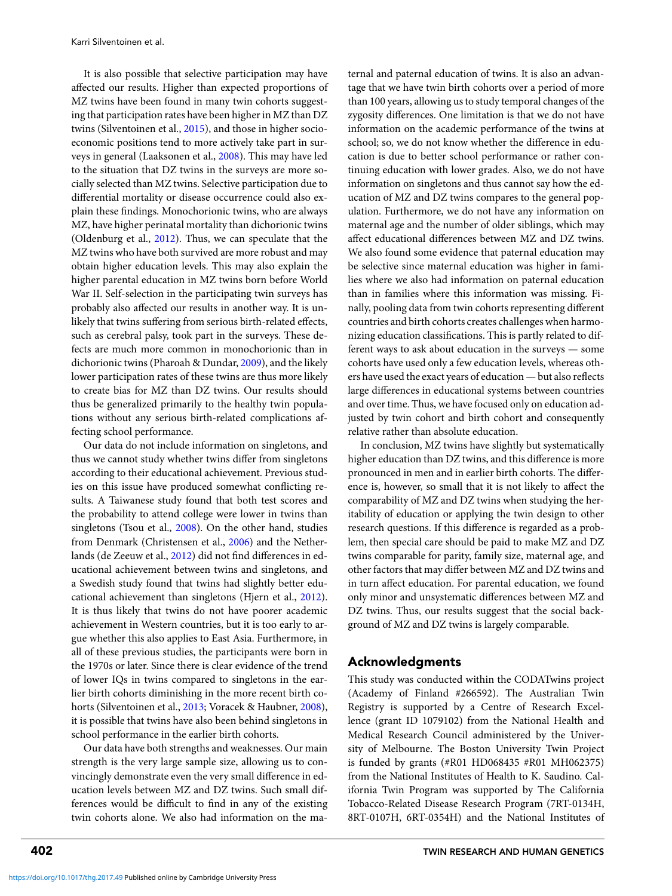It is also possible that selective participation may have affected our results. Higher than expected proportions of MZ twins have been found in many twin cohorts suggesting that participation rates have been higher in MZ than DZ twins (Silventoinen et al., 2015), and those in higher socioeconomic positions tend to more actively take part in surveys in general (Laaksonen et al., 2008). This may have led to the situation that DZ twins in the surveys are more socially selected than MZ twins. Selective participation due to differential mortality or disease occurrence could also explain these findings. Monochorionic twins, who are always MZ, have higher perinatal mortality than dichorionic twins (Oldenburg et al., 2012). Thus, we can speculate that the MZ twins who have both survived are more robust and may obtain higher education levels. This may also explain the higher parental education in MZ twins born before World War II. Self-selection in the participating twin surveys has probably also affected our results in another way. It is unlikely that twins suffering from serious birth-related effects, such as cerebral palsy, took part in the surveys. These defects are much more common in monochorionic than in dichorionic twins (Pharoah & Dundar, 2009), and the likely lower participation rates of these twins are thus more likely to create bias for MZ than DZ twins. Our results should thus be generalized primarily to the healthy twin populations without any serious birth-related complications affecting school performance.

Our data do not include information on singletons, and thus we cannot study whether twins differ from singletons according to their educational achievement. Previous studies on this issue have produced somewhat conflicting results. A Taiwanese study found that both test scores and the probability to attend college were lower in twins than singletons (Tsou et al., 2008). On the other hand, studies from Denmark (Christensen et al., 2006) and the Netherlands (de Zeeuw et al., 2012) did not find differences in educational achievement between twins and singletons, and a Swedish study found that twins had slightly better educational achievement than singletons (Hjern et al., 2012). It is thus likely that twins do not have poorer academic achievement in Western countries, but it is too early to argue whether this also applies to East Asia. Furthermore, in all of these previous studies, the participants were born in the 1970s or later. Since there is clear evidence of the trend of lower IQs in twins compared to singletons in the earlier birth cohorts diminishing in the more recent birth cohorts (Silventoinen et al., 2013; Voracek & Haubner, 2008), it is possible that twins have also been behind singletons in school performance in the earlier birth cohorts.

Our data have both strengths and weaknesses. Our main strength is the very large sample size, allowing us to convincingly demonstrate even the very small difference in education levels between MZ and DZ twins. Such small differences would be difficult to find in any of the existing twin cohorts alone. We also had information on the maternal and paternal education of twins. It is also an advantage that we have twin birth cohorts over a period of more than 100 years, allowing us to study temporal changes of the zygosity differences. One limitation is that we do not have information on the academic performance of the twins at school; so, we do not know whether the difference in education is due to better school performance or rather continuing education with lower grades. Also, we do not have information on singletons and thus cannot say how the education of MZ and DZ twins compares to the general population. Furthermore, we do not have any information on maternal age and the number of older siblings, which may affect educational differences between MZ and DZ twins. We also found some evidence that paternal education may be selective since maternal education was higher in families where we also had information on paternal education than in families where this information was missing. Finally, pooling data from twin cohorts representing different countries and birth cohorts creates challenges when harmonizing education classifications. This is partly related to different ways to ask about education in the surveys — some cohorts have used only a few education levels, whereas others have used the exact years of education — but also reflects large differences in educational systems between countries and over time. Thus, we have focused only on education adjusted by twin cohort and birth cohort and consequently relative rather than absolute education.

In conclusion, MZ twins have slightly but systematically higher education than DZ twins, and this difference is more pronounced in men and in earlier birth cohorts. The difference is, however, so small that it is not likely to affect the comparability of MZ and DZ twins when studying the heritability of education or applying the twin design to other research questions. If this difference is regarded as a problem, then special care should be paid to make MZ and DZ twins comparable for parity, family size, maternal age, and other factors that may differ between MZ and DZ twins and in turn affect education. For parental education, we found only minor and unsystematic differences between MZ and DZ twins. Thus, our results suggest that the social background of MZ and DZ twins is largely comparable.

## Acknowledgments

This study was conducted within the CODATwins project (Academy of Finland #266592). The Australian Twin Registry is supported by a Centre of Research Excellence (grant ID 1079102) from the National Health and Medical Research Council administered by the University of Melbourne. The Boston University Twin Project is funded by grants (#R01 HD068435 #R01 MH062375) from the National Institutes of Health to K. Saudino. California Twin Program was supported by The California Tobacco-Related Disease Research Program (7RT-0134H, 8RT-0107H, 6RT-0354H) and the National Institutes of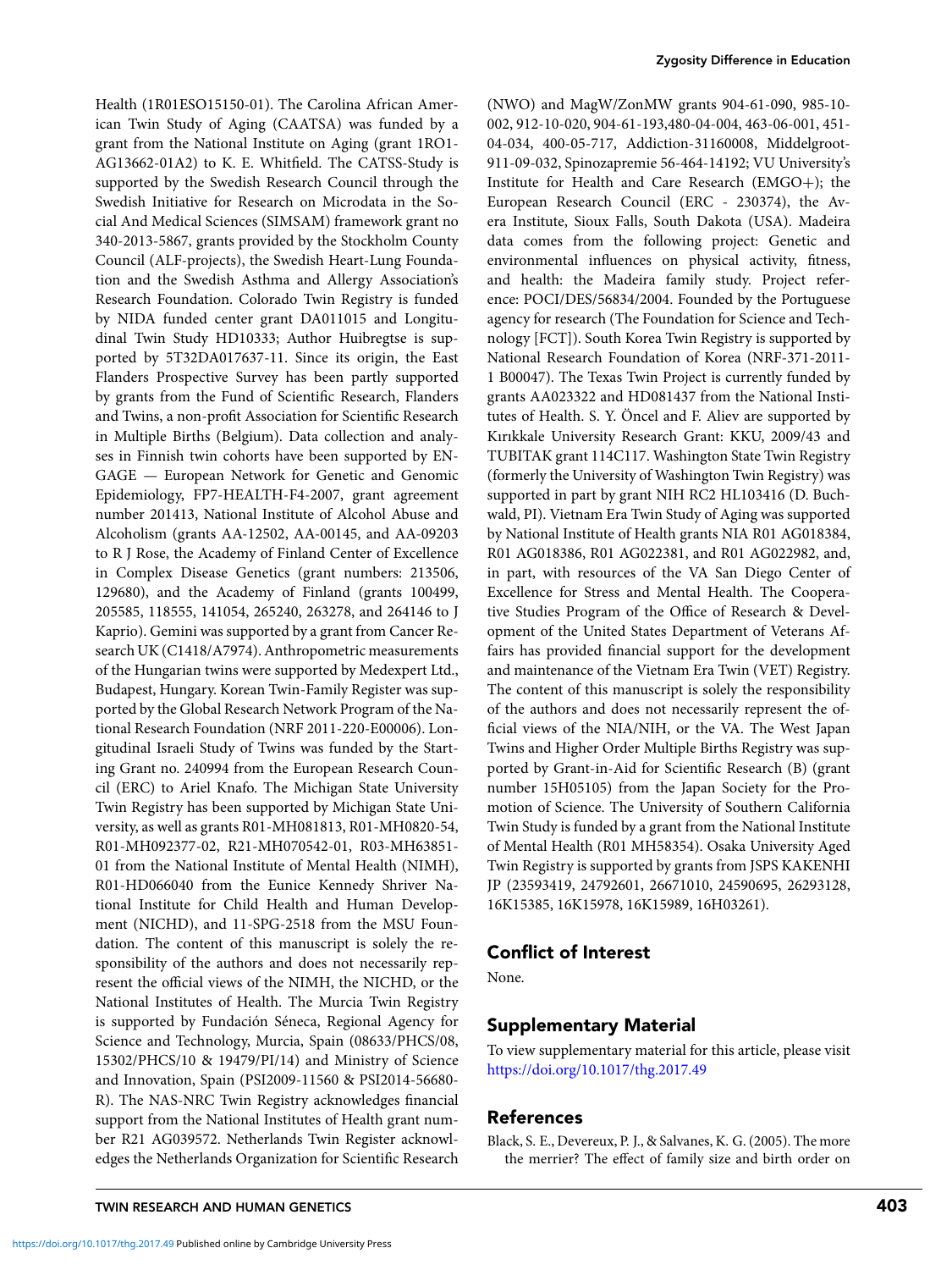Health (1R01ESO15150-01). The Carolina African American Twin Study of Aging (CAATSA) was funded by a grant from the National Institute on Aging (grant 1RO1-AG13662-01A2) to K. E. Whitfield. The CATSS-Study is supported by the Swedish Research Council through the Swedish Initiative for Research on Microdata in the Social And Medical Sciences (SIMSAM) framework grant no 340-2013-5867, grants provided by the Stockholm County Council (ALF-projects), the Swedish Heart-Lung Foundation and the Swedish Asthma and Allergy Association's Research Foundation. Colorado Twin Registry is funded by NIDA funded center grant DA011015 and Longitudinal Twin Study HD10333; Author Huibregtse is supported by 5T32DA017637-11. Since its origin, the East Flanders Prospective Survey has been partly supported by grants from the Fund of Scientific Research, Flanders and Twins, a non-profit Association for Scientific Research in Multiple Births (Belgium). Data collection and analyses in Finnish twin cohorts have been supported by ENGAGE — European Network for Genetic and Genomic Epidemiology, FP7-HEALTH-F4-2007, grant agreement number 201413, National Institute of Alcohol Abuse and Alcoholism (grants AA-12502, AA-00145, and AA-09203 to R J Rose, the Academy of Finland Center of Excellence in Complex Disease Genetics (grant numbers: 213506, 129680), and the Academy of Finland (grants 100499, 205585, 118555, 141054, 265240, 263278, and 264146 to J Kaprio). Gemini was supported by a grant from Cancer Research UK (C1418/A7974). Anthropometric measurements of the Hungarian twins were supported by Medexpert Ltd., Budapest, Hungary. Korean Twin-Family Register was supported by the Global Research Network Program of the National Research Foundation (NRF 2011-220-E00006). Longitudinal Israeli Study of Twins was funded by the Starting Grant no. 240994 from the European Research Council (ERC) to Ariel Knafo. The Michigan State University Twin Registry has been supported by Michigan State University, as well as grants R01-MH081813, R01-MH0820-54, R01-MH092377-02, R21-MH070542-01, R03-MH63851-01 from the National Institute of Mental Health (NIMH), R01-HD066040 from the Eunice Kennedy Shriver National Institute for Child Health and Human Development (NICHD), and 11-SPG-2518 from the MSU Foundation. The content of this manuscript is solely the responsibility of the authors and does not necessarily represent the official views of the NIMH, the NICHD, or the National Institutes of Health. The Murcia Twin Registry is supported by Fundación Séneca, Regional Agency for Science and Technology, Murcia, Spain (08633/PHCS/08, 15302/PHCS/10 & 19479/PI/14) and Ministry of Science and Innovation, Spain (PSI2009-11560 & PSI2014-56680-R). The NAS-NRC Twin Registry acknowledges financial support from the National Institutes of Health grant number R21 AG039572. Netherlands Twin Register acknowledges the Netherlands Organization for Scientific Research (NWO) and MagW/ZonMW grants 904-61-090, 985-10-002, 912-10-020, 904-61-193,480-04-004, 463-06-001, 451-04-034, 400-05-717, Addiction-31160008, Middelgroot-911-09-032, Spinozapremie 56-464-14192; VU University's Institute for Health and Care Research (EMGO+); the European Research Council (ERC - 230374), the Avera Institute, Sioux Falls, South Dakota (USA). Madeira data comes from the following project: Genetic and environmental influences on physical activity, fitness, and health: the Madeira family study. Project reference: POCI/DES/56834/2004. Founded by the Portuguese agency for research (The Foundation for Science and Technology [FCT]). South Korea Twin Registry is supported by National Research Foundation of Korea (NRF-371-2011-1 B00047). The Texas Twin Project is currently funded by grants AA023322 and HD081437 from the National Institutes of Health. S. Y. Öncel and F. Aliev are supported by Kırıkkale University Research Grant: KKU, 2009/43 and TUBITAK grant 114C117. Washington State Twin Registry (formerly the University of Washington Twin Registry) was supported in part by grant NIH RC2 HL103416 (D. Buchwald, PI). Vietnam Era Twin Study of Aging was supported by National Institute of Health grants NIA R01 AG018384, R01 AG018386, R01 AG022381, and R01 AG022982, and, in part, with resources of the VA San Diego Center of Excellence for Stress and Mental Health. The Cooperative Studies Program of the Office of Research & Development of the United States Department of Veterans Affairs has provided financial support for the development and maintenance of the Vietnam Era Twin (VET) Registry. The content of this manuscript is solely the responsibility of the authors and does not necessarily represent the official views of the NIA/NIH, or the VA. The West Japan Twins and Higher Order Multiple Births Registry was supported by Grant-in-Aid for Scientific Research (B) (grant number 15H05105) from the Japan Society for the Promotion of Science. The University of Southern California Twin Study is funded by a grant from the National Institute of Mental Health (R01 MH58354). Osaka University Aged Twin Registry is supported by grants from JSPS KAKENHI JP (23593419, 24792601, 26671010, 24590695, 26293128, 16K15385, 16K15978, 16K15989, 16H03261).

## Conflict of Interest

None.

## Supplementary Material

To view supplementary material for this article, please visit https://doi.org/10.1017/thg.2017.49

## References

Black, S. E., Devereux, P. J., & Salvanes, K. G. (2005). The more the merrier? The effect of family size and birth order on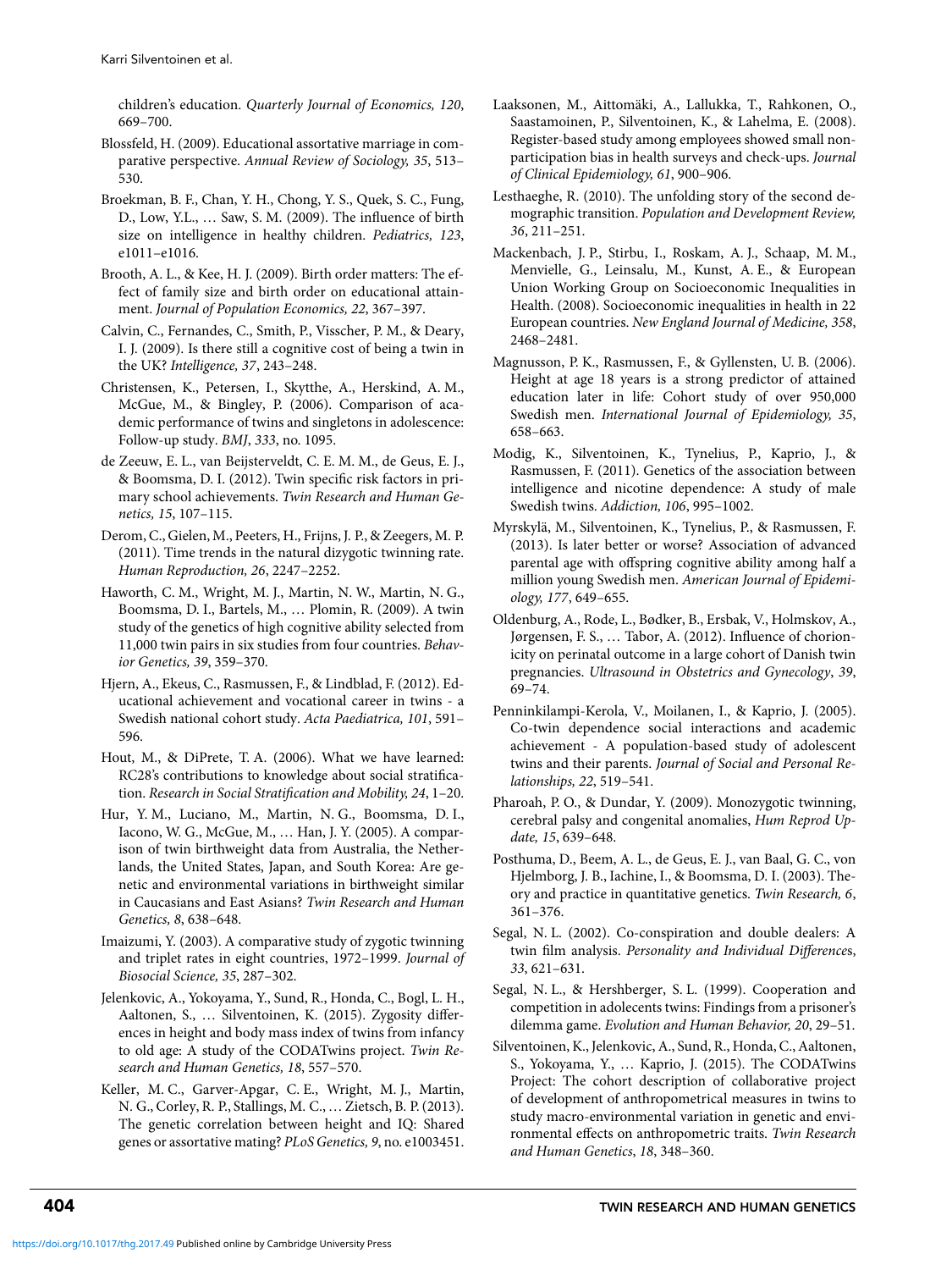children's education. *Quarterly Journal of Economics, 120*, 669–700.

Blossfeld, H. (2009). Educational assortative marriage in comparative perspective. *Annual Review of Sociology, 35*, 513–530.

Broekman, B. F., Chan, Y. H., Chong, Y. S., Quek, S. C., Fung, D., Low, Y.L., … Saw, S. M. (2009). The influence of birth size on intelligence in healthy children. *Pediatrics, 123*, e1011–e1016.

Brooth, A. L., & Kee, H. J. (2009). Birth order matters: The effect of family size and birth order on educational attainment. *Journal of Population Economics, 22*, 367–397.

Calvin, C., Fernandes, C., Smith, P., Visscher, P. M., & Deary, I. J. (2009). Is there still a cognitive cost of being a twin in the UK? *Intelligence, 37*, 243–248.

Christensen, K., Petersen, I., Skytthe, A., Herskind, A. M., McGue, M., & Bingley, P. (2006). Comparison of academic performance of twins and singletons in adolescence: Follow-up study. *BMJ*, *333*, no. 1095.

de Zeeuw, E. L., van Beijsterveldt, C. E. M. M., de Geus, E. J., & Boomsma, D. I. (2012). Twin specific risk factors in primary school achievements. *Twin Research and Human Genetics, 15*, 107–115.

Derom, C., Gielen, M., Peeters, H., Frijns, J. P., & Zeegers, M. P. (2011). Time trends in the natural dizygotic twinning rate. *Human Reproduction, 26*, 2247–2252.

Haworth, C. M., Wright, M. J., Martin, N. W., Martin, N. G., Boomsma, D. I., Bartels, M., … Plomin, R. (2009). A twin study of the genetics of high cognitive ability selected from 11,000 twin pairs in six studies from four countries. *Behavior Genetics, 39*, 359–370.

Hjern, A., Ekeus, C., Rasmussen, F., & Lindblad, F. (2012). Educational achievement and vocational career in twins - a Swedish national cohort study. *Acta Paediatrica, 101*, 591–596.

Hout, M., & DiPrete, T. A. (2006). What we have learned: RC28's contributions to knowledge about social stratification. *Research in Social Stratification and Mobility, 24*, 1–20.

Hur, Y. M., Luciano, M., Martin, N. G., Boomsma, D. I., Iacono, W. G., McGue, M., … Han, J. Y. (2005). A comparison of twin birthweight data from Australia, the Netherlands, the United States, Japan, and South Korea: Are genetic and environmental variations in birthweight similar in Caucasians and East Asians? *Twin Research and Human Genetics, 8*, 638–648.

Imaizumi, Y. (2003). A comparative study of zygotic twinning and triplet rates in eight countries, 1972–1999. *Journal of Biosocial Science, 35*, 287–302.

Jelenkovic, A., Yokoyama, Y., Sund, R., Honda, C., Bogl, L. H., Aaltonen, S., … Silventoinen, K. (2015). Zygosity differences in height and body mass index of twins from infancy to old age: A study of the CODATwins project. *Twin Research and Human Genetics, 18*, 557–570.

Keller, M. C., Garver-Apgar, C. E., Wright, M. J., Martin, N. G., Corley, R. P., Stallings, M. C., … Zietsch, B. P. (2013). The genetic correlation between height and IQ: Shared genes or assortative mating? *PLoS Genetics, 9*, no. e1003451.

Laaksonen, M., Aittomäki, A., Lallukka, T., Rahkonen, O., Saastamoinen, P., Silventoinen, K., & Lahelma, E. (2008). Register-based study among employees showed small nonparticipation bias in health surveys and check-ups. *Journal of Clinical Epidemiology, 61*, 900–906.

Lesthaeghe, R. (2010). The unfolding story of the second demographic transition. *Population and Development Review, 36*, 211–251.

Mackenbach, J. P., Stirbu, I., Roskam, A. J., Schaap, M. M., Menvielle, G., Leinsalu, M., Kunst, A. E., & European Union Working Group on Socioeconomic Inequalities in Health. (2008). Socioeconomic inequalities in health in 22 European countries. *New England Journal of Medicine, 358*, 2468–2481.

Magnusson, P. K., Rasmussen, F., & Gyllensten, U. B. (2006). Height at age 18 years is a strong predictor of attained education later in life: Cohort study of over 950,000 Swedish men. *International Journal of Epidemiology, 35*, 658–663.

Modig, K., Silventoinen, K., Tynelius, P., Kaprio, J., & Rasmussen, F. (2011). Genetics of the association between intelligence and nicotine dependence: A study of male Swedish twins. *Addiction, 106*, 995–1002.

Myrskylä, M., Silventoinen, K., Tynelius, P., & Rasmussen, F. (2013). Is later better or worse? Association of advanced parental age with offspring cognitive ability among half a million young Swedish men. *American Journal of Epidemiology, 177*, 649–655.

Oldenburg, A., Rode, L., Bødker, B., Ersbak, V., Holmskov, A., Jørgensen, F. S., … Tabor, A. (2012). Influence of chorionicity on perinatal outcome in a large cohort of Danish twin pregnancies. *Ultrasound in Obstetrics and Gynecology*, *39*, 69–74.

Penninkilampi-Kerola, V., Moilanen, I., & Kaprio, J. (2005). Co-twin dependence social interactions and academic achievement - A population-based study of adolescent twins and their parents. *Journal of Social and Personal Relationships, 22*, 519–541.

Pharoah, P. O., & Dundar, Y. (2009). Monozygotic twinning, cerebral palsy and congenital anomalies, *Hum Reprod Update, 15*, 639–648.

Posthuma, D., Beem, A. L., de Geus, E. J., van Baal, G. C., von Hjelmborg, J. B., Iachine, I., & Boomsma, D. I. (2003). Theory and practice in quantitative genetics. *Twin Research, 6*, 361–376.

Segal, N. L. (2002). Co-conspiration and double dealers: A twin film analysis. *Personality and Individual Differences*, *33*, 621–631.

Segal, N. L., & Hershberger, S. L. (1999). Cooperation and competition in adolescents twins: Findings from a prisoner's dilemma game. *Evolution and Human Behavior, 20*, 29–51.

Silventoinen, K., Jelenkovic, A., Sund, R., Honda, C., Aaltonen, S., Yokoyama, Y., … Kaprio, J. (2015). The CODATwins Project: The cohort description of collaborative project of development of anthropometrical measures in twins to study macro-environmental variation in genetic and environmental effects on anthropometric traits. *Twin Research and Human Genetics*, *18*, 348–360.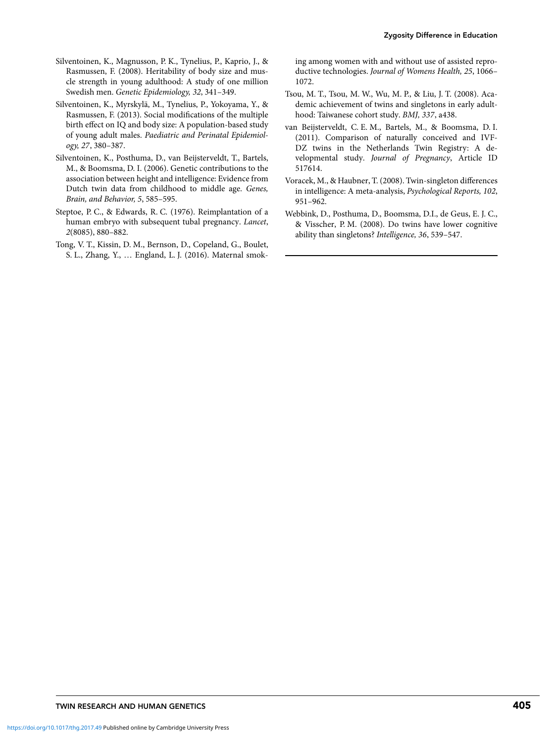Silventoinen, K., Magnusson, P. K., Tynelius, P., Kaprio, J., & Rasmussen, F. (2008). Heritability of body size and muscle strength in young adulthood: A study of one million Swedish men. *Genetic Epidemiology, 32*, 341–349.

Silventoinen, K., Myrskylä, M., Tynelius, P., Yokoyama, Y., & Rasmussen, F. (2013). Social modifications of the multiple birth effect on IQ and body size: A population-based study of young adult males. *Paediatric and Perinatal Epidemiology, 27*, 380–387.

Silventoinen, K., Posthuma, D., van Beijsterveldt, T., Bartels, M., & Boomsma, D. I. (2006). Genetic contributions to the association between height and intelligence: Evidence from Dutch twin data from childhood to middle age. *Genes, Brain, and Behavior, 5*, 585–595.

Steptoe, P. C., & Edwards, R. C. (1976). Reimplantation of a human embryo with subsequent tubal pregnancy. *Lancet*, *2*(8085), 880–882.

Tong, V. T., Kissin, D. M., Bernson, D., Copeland, G., Boulet, S. L., Zhang, Y., … England, L. J. (2016). Maternal smoking among women with and without use of assisted reproductive technologies. *Journal of Womens Health, 25*, 1066–1072.

Tsou, M. T., Tsou, M. W., Wu, M. P., & Liu, J. T. (2008). Academic achievement of twins and singletons in early adulthood: Taiwanese cohort study. *BMJ, 337*, a438.

van Beijsterveldt, C. E. M., Bartels, M., & Boomsma, D. I. (2011). Comparison of naturally conceived and IVF-DZ twins in the Netherlands Twin Registry: A developmental study. *Journal of Pregnancy*, Article ID 517614.

Voracek, M., & Haubner, T. (2008). Twin-singleton differences in intelligence: A meta-analysis, *Psychological Reports, 102*, 951–962.

Webbink, D., Posthuma, D., Boomsma, D.I., de Geus, E. J. C., & Visscher, P. M. (2008). Do twins have lower cognitive ability than singletons? *Intelligence, 36*, 539–547.